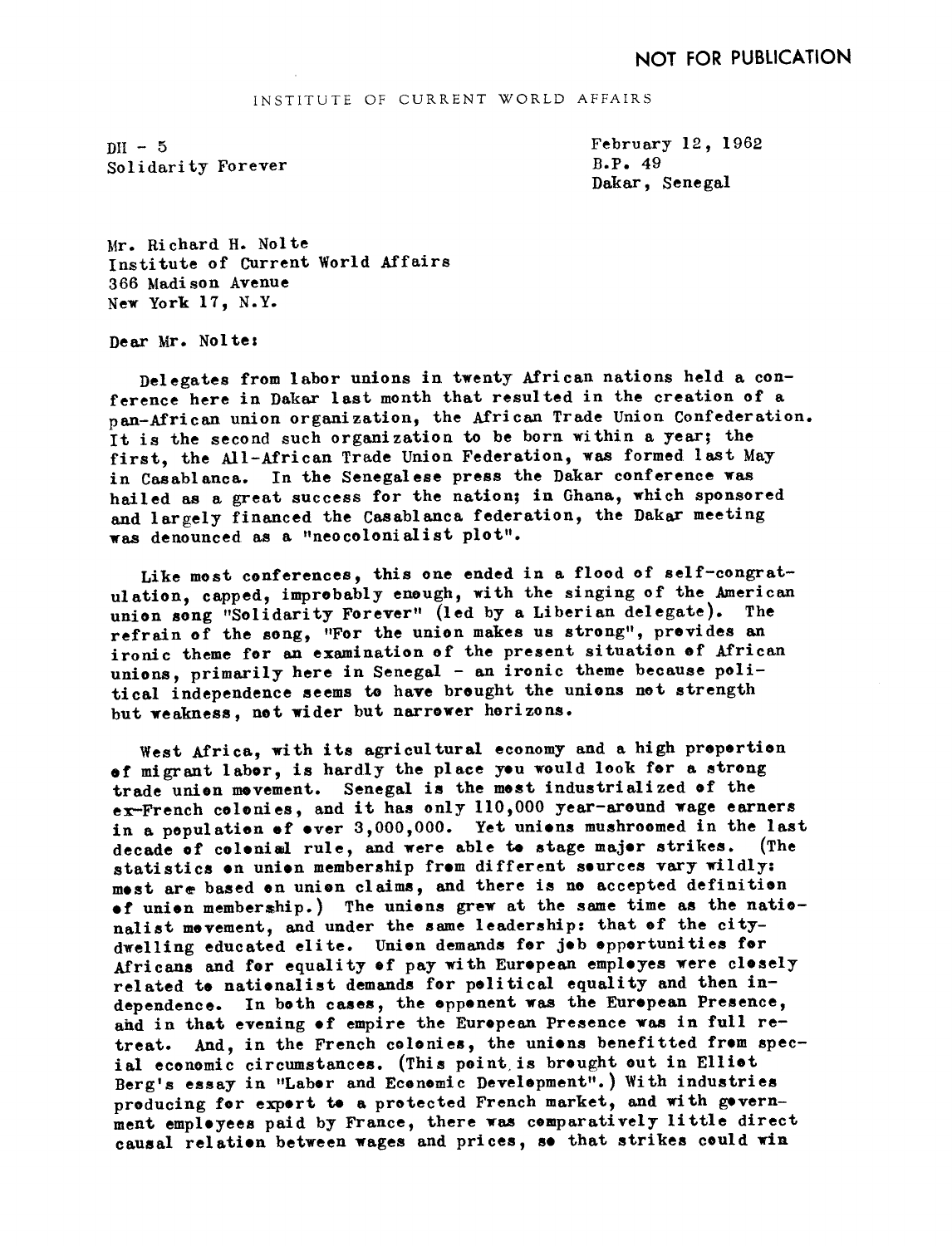NOT FOR PUBLICATION

INSTITUTE OF CURRENT WORLD AFFAIRS

DH - 5
Solidarity Forever

February 12, 1962
B.P. 49
Dakar, Senegal

Mr. Richard H. Nolte
Institute of Current World Affairs
366 Madison Avenue
New York 17, N.Y.

Dear Mr. Nolte:

Delegates from labor unions in twenty African nations held a conference here in Dakar last month that resulted in the creation of a pan-African union organization, the African Trade Union Confederation. It is the second such organization to be born within a year; the first, the All-African Trade Union Federation, was formed last May in Casablanca. In the Senegalese press the Dakar conference was hailed as a great success for the nation; in Ghana, which sponsored and largely financed the Casablanca federation, the Dakar meeting was denounced as a "neocolonialist plot".

Like most conferences, this one ended in a flood of self-congratulation, capped, improbably enough, with the singing of the American union song "Solidarity Forever" (led by a Liberian delegate). The refrain of the song, "For the union makes us strong", provides an ironic theme for an examination of the present situation of African unions, primarily here in Senegal - an ironic theme because political independence seems to have brought the unions not strength but weakness, not wider but narrower horizons.

West Africa, with its agricultural economy and a high proportion of migrant labor, is hardly the place you would look for a strong trade union movement. Senegal is the most industrialized of the ex-French colonies, and it has only 110,000 year-around wage earners in a population of over 3,000,000. Yet unions mushroomed in the last decade of colonial rule, and were able to stage major strikes. (The statistics on union membership from different sources vary wildly: most are based on union claims, and there is no accepted definition of union membership.) The unions grew at the same time as the nationalist movement, and under the same leadership: that of the city-dwelling educated elite. Union demands for job opportunities for Africans and for equality of pay with European employes were closely related to nationalist demands for political equality and then independence. In both cases, the opponent was the European Presence, and in that evening of empire the European Presence was in full retreat. And, in the French colonies, the unions benefitted from special economic circumstances. (This point is brought out in Elliot Berg's essay in "Labor and Economic Development".) With industries producing for export to a protected French market, and with government employees paid by France, there was comparatively little direct causal relation between wages and prices, so that strikes could win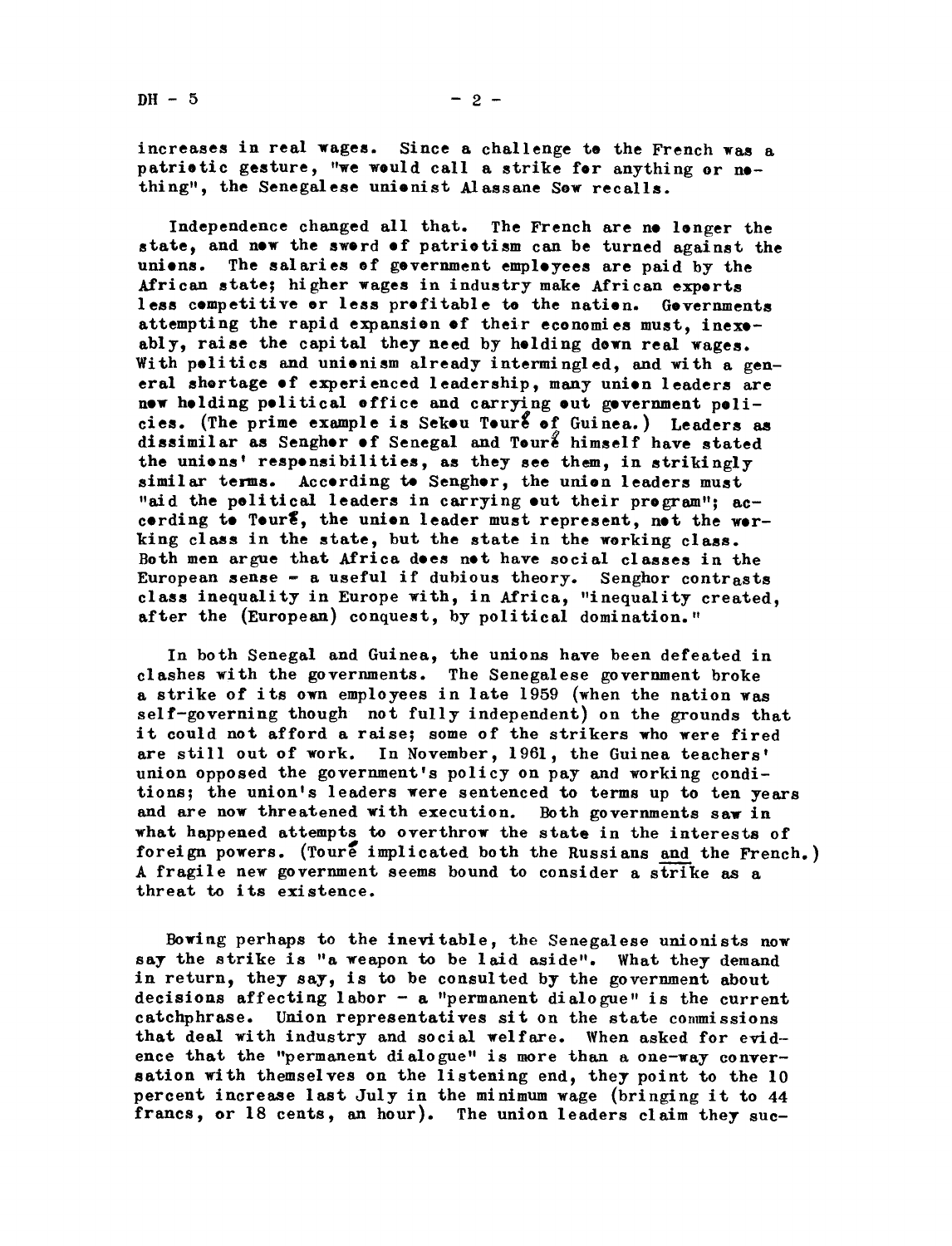increases in real wages. Since a challenge to the French was a patriotic gesture, "we would call a strike for anything or nothing", the Senegalese unionist Alassane Sow recalls.

Independence changed all that. The French are no longer the state, and now the sword of patriotism can be turned against the unions. The salaries of government employees are paid by the African state; higher wages in industry make African exports less competitive or less profitable to the nation. Governments attempting the rapid expansion of their economies must, inexorably, raise the capital they need by holding down real wages. With politics and unionism already intermingled, and with a general shortage of experienced leadership, many union leaders are now holding political office and carrying out government policies. (The prime example is Sekou Touré of Guinea.) Leaders as dissimilar as Senghor of Senegal and Touré himself have stated the unions' responsibilities, as they see them, in strikingly similar terms. According to Senghor, the union leaders must "aid the political leaders in carrying out their program"; according to Touré, the union leader must represent, not the working class in the state, but the state in the working class. Both men argue that Africa does not have social classes in the European sense - a useful if dubious theory. Senghor contrasts class inequality in Europe with, in Africa, "inequality created, after the (European) conquest, by political domination."

In both Senegal and Guinea, the unions have been defeated in clashes with the governments. The Senegalese government broke a strike of its own employees in late 1959 (when the nation was self-governing though not fully independent) on the grounds that it could not afford a raise; some of the strikers who were fired are still out of work. In November, 1961, the Guinea teachers' union opposed the government's policy on pay and working conditions; the union's leaders were sentenced to terms up to ten years and are now threatened with execution. Both governments saw in what happened attempts to overthrow the state in the interests of foreign powers. (Touré implicated both the Russians and the French.) A fragile new government seems bound to consider a strike as a threat to its existence.

Bowing perhaps to the inevitable, the Senegalese unionists now say the strike is "a weapon to be laid aside". What they demand in return, they say, is to be consulted by the government about decisions affecting labor - a "permanent dialogue" is the current catchphrase. Union representatives sit on the state commissions that deal with industry and social welfare. When asked for evidence that the "permanent dialogue" is more than a one-way conversation with themselves on the listening end, they point to the 10 percent increase last July in the minimum wage (bringing it to 44 francs, or 18 cents, an hour). The union leaders claim they suc-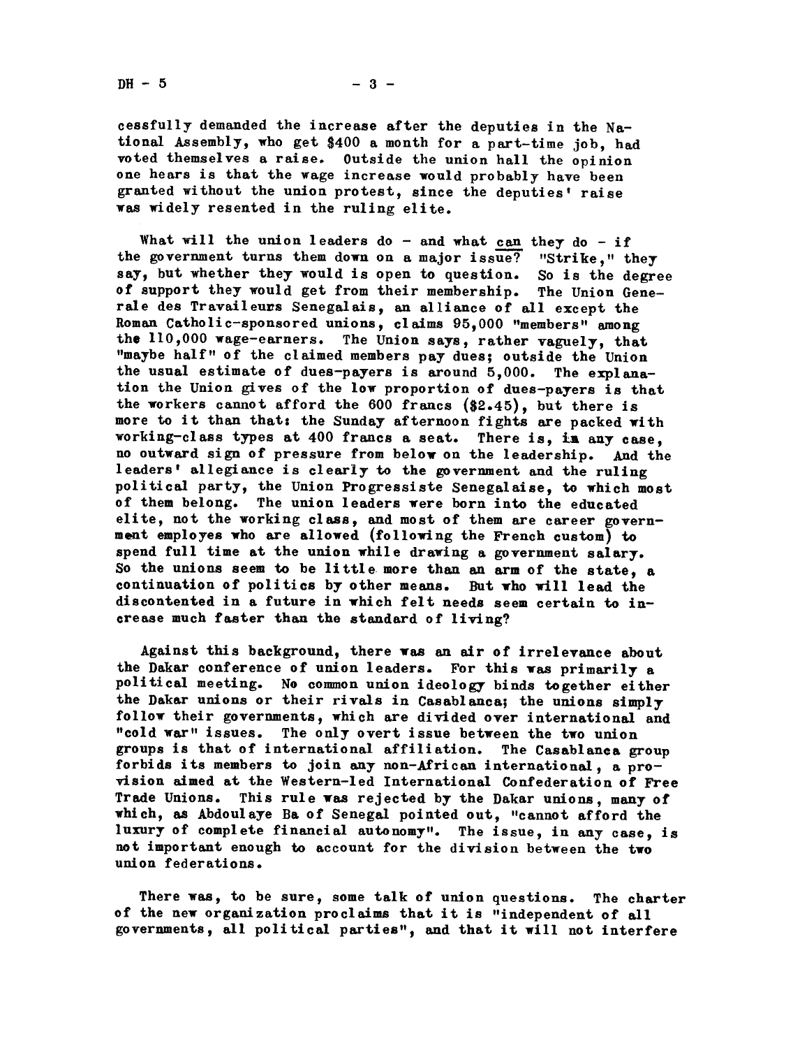cessfully demanded the increase after the deputies in the National Assembly, who get $400 a month for a part-time job, had voted themselves a raise. Outside the union hall the opinion one hears is that the wage increase would probably have been granted without the union protest, since the deputies' raise was widely resented in the ruling elite.

What will the union leaders do – and what <u>can</u> they do – if the government turns them down on a major issue? "Strike," they say, but whether they would is open to question. So is the degree of support they would get from their membership. The Union Generale des Travaileurs Senegalais, an alliance of all except the Roman Catholic-sponsored unions, claims 95,000 "members" among the 110,000 wage-earners. The Union says, rather vaguely, that "maybe half" of the claimed members pay dues; outside the Union the usual estimate of dues-payers is around 5,000. The explanation the Union gives of the low proportion of dues-payers is that the workers cannot afford the 600 francs ($2.45), but there is more to it than that: the Sunday afternoon fights are packed with working-class types at 400 francs a seat. There is, in any case, no outward sign of pressure from below on the leadership. And the leaders' allegiance is clearly to the government and the ruling political party, the Union Progressiste Senegalaise, to which most of them belong. The union leaders were born into the educated elite, not the working class, and most of them are career government employes who are allowed (following the French custom) to spend full time at the union while drawing a government salary. So the unions seem to be little more than an arm of the state, a continuation of politics by other means. But who will lead the discontented in a future in which felt needs seem certain to increase much faster than the standard of living?

Against this background, there was an air of irrelevance about the Dakar conference of union leaders. For this was primarily a political meeting. No common union ideology binds together either the Dakar unions or their rivals in Casablanca; the unions simply follow their governments, which are divided over international and "cold war" issues. The only overt issue between the two union groups is that of international affiliation. The Casablanca group forbids its members to join any non-African international, a provision aimed at the Western-led International Confederation of Free Trade Unions. This rule was rejected by the Dakar unions, many of which, as Abdoulaye Ba of Senegal pointed out, "cannot afford the luxury of complete financial autonomy". The issue, in any case, is not important enough to account for the division between the two union federations.

There was, to be sure, some talk of union questions. The charter of the new organization proclaims that it is "independent of all governments, all political parties", and that it will not interfere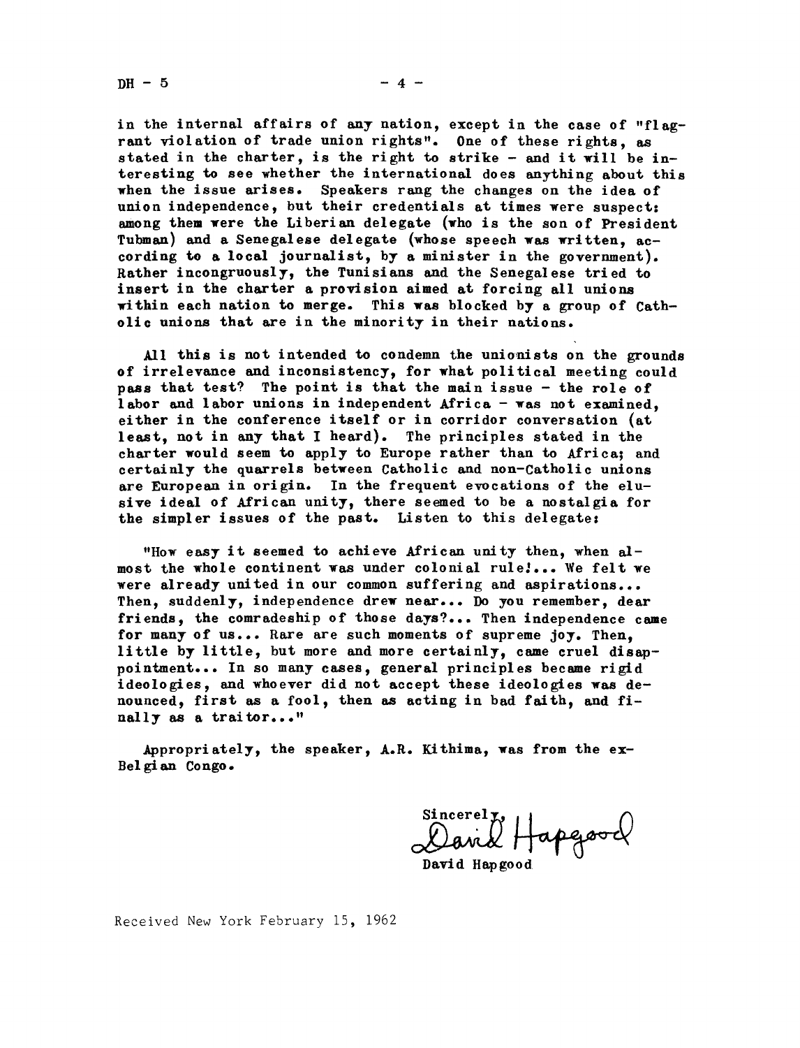in the internal affairs of any nation, except in the case of "flagrant violation of trade union rights". One of these rights, as stated in the charter, is the right to strike - and it will be interesting to see whether the international does anything about this when the issue arises. Speakers rang the changes on the idea of union independence, but their credentials at times were suspect: among them were the Liberian delegate (who is the son of President Tubman) and a Senegalese delegate (whose speech was written, according to a local journalist, by a minister in the government). Rather incongruously, the Tunisians and the Senegalese tried to insert in the charter a provision aimed at forcing all unions within each nation to merge. This was blocked by a group of Catholic unions that are in the minority in their nations.

All this is not intended to condemn the unionists on the grounds of irrelevance and inconsistency, for what political meeting could pass that test? The point is that the main issue - the role of labor and labor unions in independent Africa - was not examined, either in the conference itself or in corridor conversation (at least, not in any that I heard). The principles stated in the charter would seem to apply to Europe rather than to Africa; and certainly the quarrels between Catholic and non-Catholic unions are European in origin. In the frequent evocations of the elusive ideal of African unity, there seemed to be a nostalgia for the simpler issues of the past. Listen to this delegate:

"How easy it seemed to achieve African unity then, when almost the whole continent was under colonial rule!... We felt we were already united in our common suffering and aspirations... Then, suddenly, independence drew near... Do you remember, dear friends, the comradeship of those days?... Then independence came for many of us... Rare are such moments of supreme joy. Then, little by little, but more and more certainly, came cruel disappointment... In so many cases, general principles became rigid ideologies, and whoever did not accept these ideologies was denounced, first as a fool, then as acting in bad faith, and finally as a traitor..."

Appropriately, the speaker, A.R. Kithima, was from the ex-Belgian Congo.

Sincerely,

David Hapgood

David Hapgood

Received New York February 15, 1962